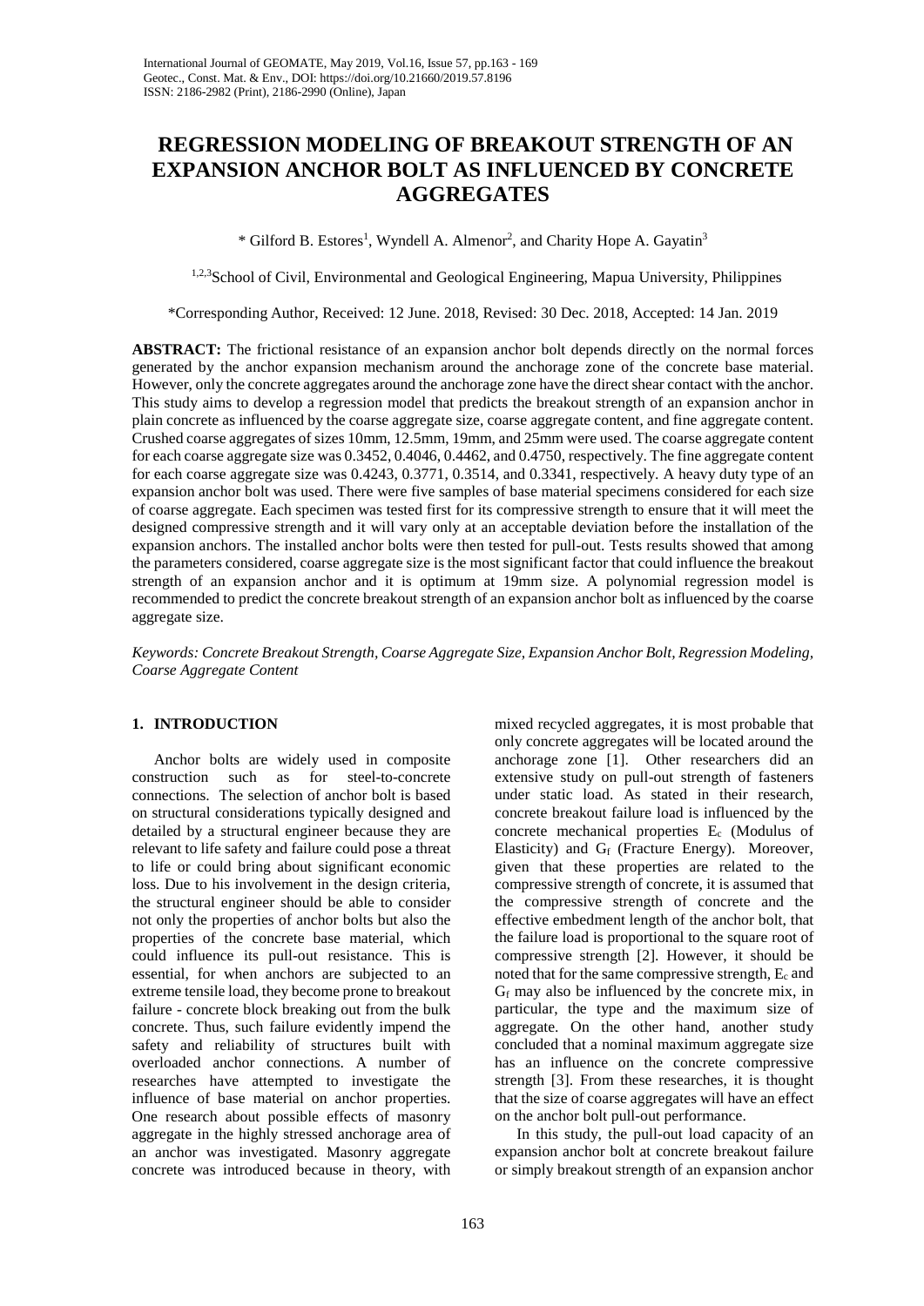# REGRESSION MODELING OF BREAKOUT STRENGTH OF AN EXPANSION ANCHOR BOLT AS INFLUENCED BY CONCRETE AGGREGATES

\* Gilford B. Estores[1], Wyndell A. Almenor[2], and Charity Hope A. Gayatin[3]

[1,2,3]School of Civil, Environmental and Geological Engineering, Mapua University, Philippines

\*Corresponding Author, Received: 12 June. 2018, Revised: 30 Dec. 2018, Accepted: 14 Jan. 2019

**ABSTRACT:** The frictional resistance of an expansion anchor bolt depends directly on the normal forces generated by the anchor expansion mechanism around the anchorage zone of the concrete base material. However, only the concrete aggregates around the anchorage zone have the direct shear contact with the anchor. This study aims to develop a regression model that predicts the breakout strength of an expansion anchor in plain concrete as influenced by the coarse aggregate size, coarse aggregate content, and fine aggregate content. Crushed coarse aggregates of sizes 10mm, 12.5mm, 19mm, and 25mm were used. The coarse aggregate content for each coarse aggregate size was 0.3452, 0.4046, 0.4462, and 0.4750, respectively. The fine aggregate content for each coarse aggregate size was 0.4243, 0.3771, 0.3514, and 0.3341, respectively. A heavy duty type of an expansion anchor bolt was used. There were five samples of base material specimens considered for each size of coarse aggregate. Each specimen was tested first for its compressive strength to ensure that it will meet the designed compressive strength and it will vary only at an acceptable deviation before the installation of the expansion anchors. The installed anchor bolts were then tested for pull-out. Tests results showed that among the parameters considered, coarse aggregate size is the most significant factor that could influence the breakout strength of an expansion anchor and it is optimum at 19mm size. A polynomial regression model is recommended to predict the concrete breakout strength of an expansion anchor bolt as influenced by the coarse aggregate size.

*Keywords: Concrete Breakout Strength, Coarse Aggregate Size, Expansion Anchor Bolt, Regression Modeling, Coarse Aggregate Content*

## 1. INTRODUCTION

Anchor bolts are widely used in composite construction such as for steel-to-concrete connections. The selection of anchor bolt is based on structural considerations typically designed and detailed by a structural engineer because they are relevant to life safety and failure could pose a threat to life or could bring about significant economic loss. Due to his involvement in the design criteria, the structural engineer should be able to consider not only the properties of anchor bolts but also the properties of the concrete base material, which could influence its pull-out resistance. This is essential, for when anchors are subjected to an extreme tensile load, they become prone to breakout failure - concrete block breaking out from the bulk concrete. Thus, such failure evidently impend the safety and reliability of structures built with overloaded anchor connections. A number of researches have attempted to investigate the influence of base material on anchor properties. One research about possible effects of masonry aggregate in the highly stressed anchorage area of an anchor was investigated. Masonry aggregate concrete was introduced because in theory, with mixed recycled aggregates, it is most probable that only concrete aggregates will be located around the anchorage zone [1]. Other researchers did an extensive study on pull-out strength of fasteners under static load. As stated in their research, concrete breakout failure load is influenced by the concrete mechanical properties $E_c$ (Modulus of Elasticity) and $G_f$ (Fracture Energy). Moreover, given that these properties are related to the compressive strength of concrete, it is assumed that the compressive strength of concrete and the effective embedment length of the anchor bolt, that the failure load is proportional to the square root of compressive strength [2]. However, it should be noted that for the same compressive strength, $E_c$ and $G_f$ may also be influenced by the concrete mix, in particular, the type and the maximum size of aggregate. On the other hand, another study concluded that a nominal maximum aggregate size has an influence on the concrete compressive strength [3]. From these researches, it is thought that the size of coarse aggregates will have an effect on the anchor bolt pull-out performance.

In this study, the pull-out load capacity of an expansion anchor bolt at concrete breakout failure or simply breakout strength of an expansion anchor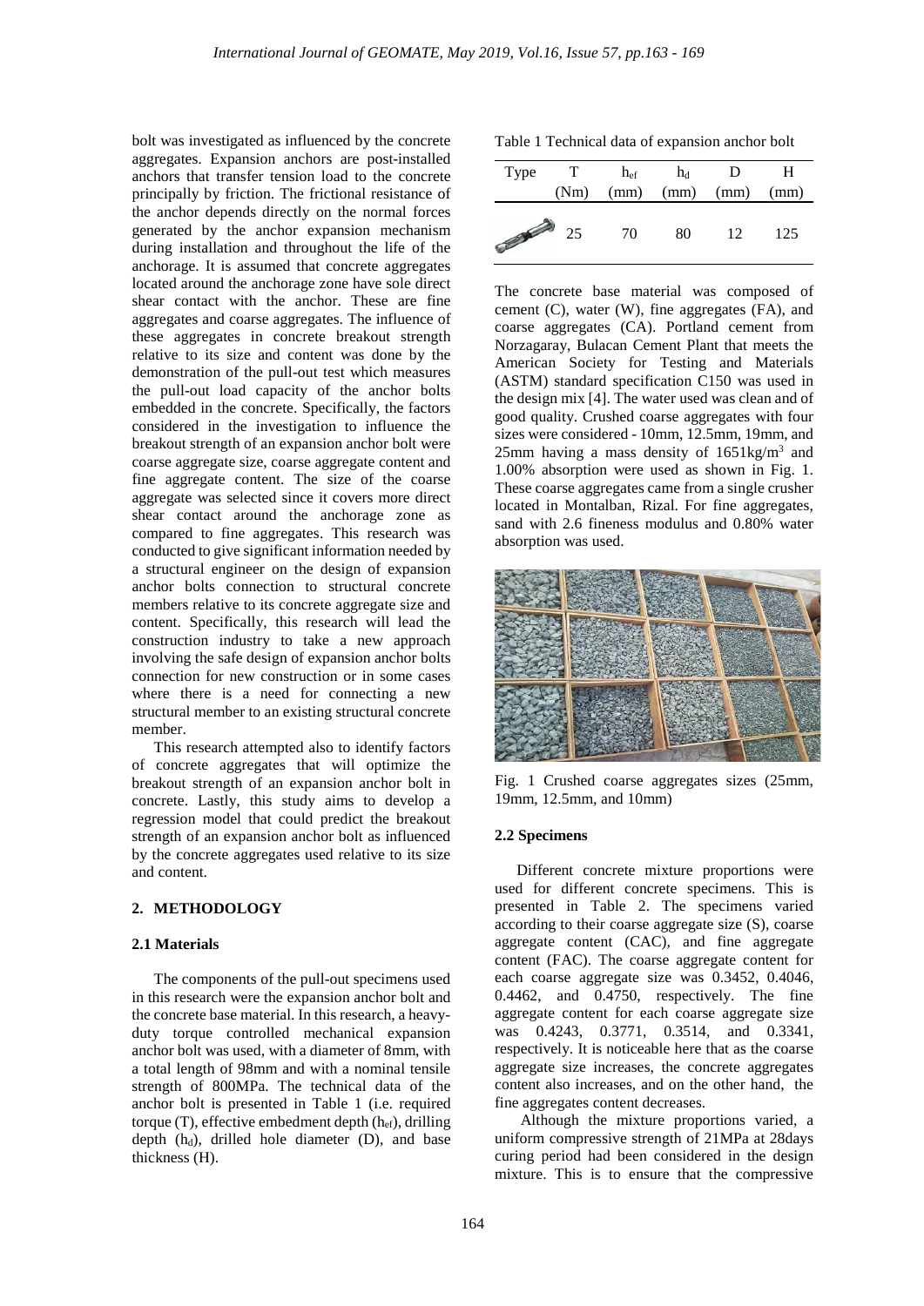bolt was investigated as influenced by the concrete aggregates. Expansion anchors are post-installed anchors that transfer tension load to the concrete principally by friction. The frictional resistance of the anchor depends directly on the normal forces generated by the anchor expansion mechanism during installation and throughout the life of the anchorage. It is assumed that concrete aggregates located around the anchorage zone have sole direct shear contact with the anchor. These are fine aggregates and coarse aggregates. The influence of these aggregates in concrete breakout strength relative to its size and content was done by the demonstration of the pull-out test which measures the pull-out load capacity of the anchor bolts embedded in the concrete. Specifically, the factors considered in the investigation to influence the breakout strength of an expansion anchor bolt were coarse aggregate size, coarse aggregate content and fine aggregate content. The size of the coarse aggregate was selected since it covers more direct shear contact around the anchorage zone as compared to fine aggregates. This research was conducted to give significant information needed by a structural engineer on the design of expansion anchor bolts connection to structural concrete members relative to its concrete aggregate size and content. Specifically, this research will lead the construction industry to take a new approach involving the safe design of expansion anchor bolts connection for new construction or in some cases where there is a need for connecting a new structural member to an existing structural concrete member.

This research attempted also to identify factors of concrete aggregates that will optimize the breakout strength of an expansion anchor bolt in concrete. Lastly, this study aims to develop a regression model that could predict the breakout strength of an expansion anchor bolt as influenced by the concrete aggregates used relative to its size and content.

## 2. METHODOLOGY

### 2.1 Materials

The components of the pull-out specimens used in this research were the expansion anchor bolt and the concrete base material. In this research, a heavy-duty torque controlled mechanical expansion anchor bolt was used, with a diameter of 8mm, with a total length of 98mm and with a nominal tensile strength of 800MPa. The technical data of the anchor bolt is presented in Table 1 (i.e. required torque (T), effective embedment depth ($h_{ef}$), drilling depth ($h_d$), drilled hole diameter (D), and base thickness (H).

Table 1 Technical data of expansion anchor bolt

| Type | T (Nm) | $h_{ef}$ (mm) | $h_d$ (mm) | D (mm) | H (mm) |
|---|---|---|---|---|---|
| | 25 | 70 | 80 | 12 | 125 |

The concrete base material was composed of cement (C), water (W), fine aggregates (FA), and coarse aggregates (CA). Portland cement from Norzagaray, Bulacan Cement Plant that meets the American Society for Testing and Materials (ASTM) standard specification C150 was used in the design mix [4]. The water used was clean and of good quality. Crushed coarse aggregates with four sizes were considered - 10mm, 12.5mm, 19mm, and 25mm having a mass density of 1651kg/m$^3$ and 1.00% absorption were used as shown in Fig. 1. These coarse aggregates came from a single crusher located in Montalban, Rizal. For fine aggregates, sand with 2.6 fineness modulus and 0.80% water absorption was used.

Fig. 1 Crushed coarse aggregates sizes (25mm, 19mm, 12.5mm, and 10mm)

### 2.2 Specimens

Different concrete mixture proportions were used for different concrete specimens. This is presented in Table 2. The specimens varied according to their coarse aggregate size (S), coarse aggregate content (CAC), and fine aggregate content (FAC). The coarse aggregate content for each coarse aggregate size was 0.3452, 0.4046, 0.4462, and 0.4750, respectively. The fine aggregate content for each coarse aggregate size was 0.4243, 0.3771, 0.3514, and 0.3341, respectively. It is noticeable here that as the coarse aggregate size increases, the concrete aggregates content also increases, and on the other hand, the fine aggregates content decreases.

Although the mixture proportions varied, a uniform compressive strength of 21MPa at 28days curing period had been considered in the design mixture. This is to ensure that the compressive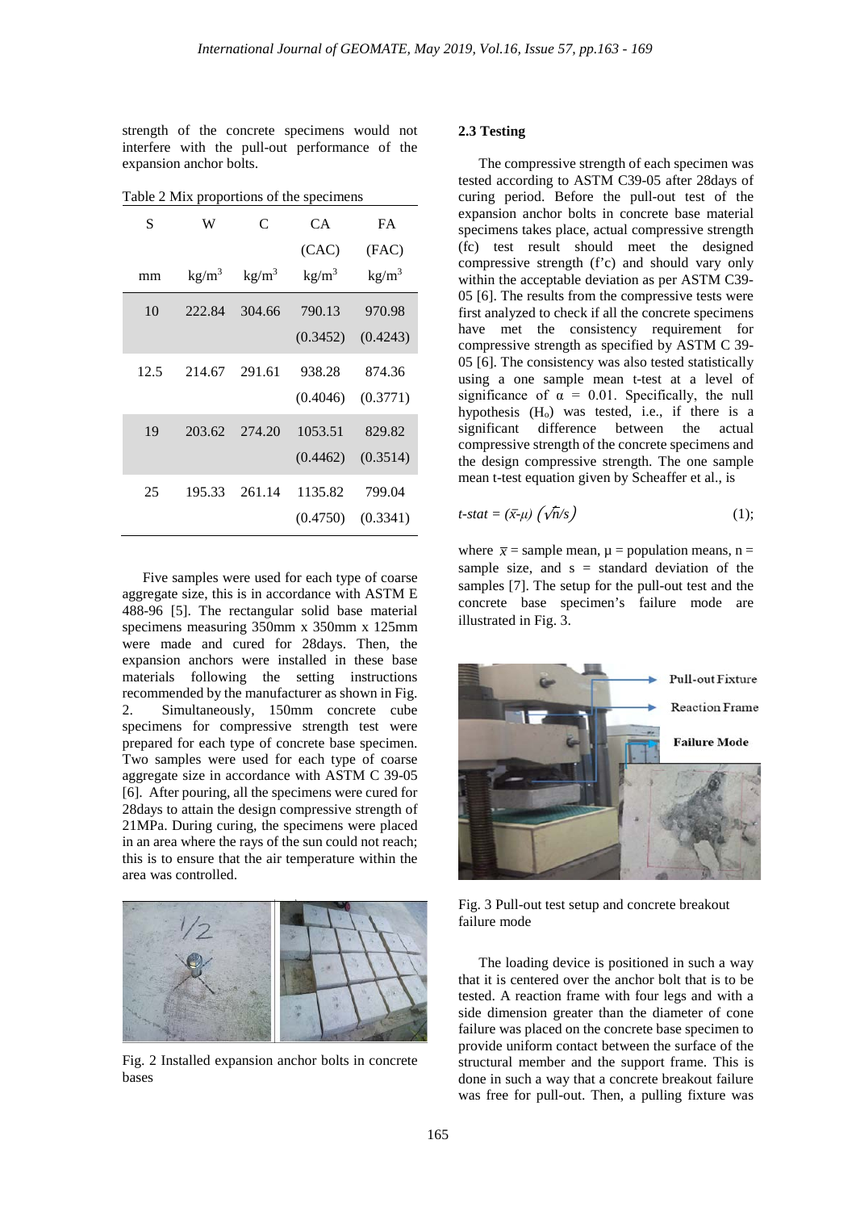strength of the concrete specimens would not interfere with the pull-out performance of the expansion anchor bolts.

Table 2 Mix proportions of the specimens

| S | W | C | CA (CAC) | FA (FAC) |
|---|---|---|---|---|
| mm | kg/m$^3$ | kg/m$^3$ | kg/m$^3$ | kg/m$^3$ |
| 10 | 222.84 | 304.66 | 790.13 (0.3452) | 970.98 (0.4243) |
| 12.5 | 214.67 | 291.61 | 938.28 (0.4046) | 874.36 (0.3771) |
| 19 | 203.62 | 274.20 | 1053.51 (0.4462) | 829.82 (0.3514) |
| 25 | 195.33 | 261.14 | 1135.82 (0.4750) | 799.04 (0.3341) |

Five samples were used for each type of coarse aggregate size, this is in accordance with ASTM E 488-96 [5]. The rectangular solid base material specimens measuring 350mm x 350mm x 125mm were made and cured for 28days. Then, the expansion anchors were installed in these base materials following the setting instructions recommended by the manufacturer as shown in Fig. 2. Simultaneously, 150mm concrete cube specimens for compressive strength test were prepared for each type of concrete base specimen. Two samples were used for each type of coarse aggregate size in accordance with ASTM C 39-05 [6]. After pouring, all the specimens were cured for 28days to attain the design compressive strength of 21MPa. During curing, the specimens were placed in an area where the rays of the sun could not reach; this is to ensure that the air temperature within the area was controlled.

Fig. 2 Installed expansion anchor bolts in concrete bases

### 2.3 Testing

The compressive strength of each specimen was tested according to ASTM C39-05 after 28days of curing period. Before the pull-out test of the expansion anchor bolts in concrete base material specimens takes place, actual compressive strength (fc) test result should meet the designed compressive strength (f'c) and should vary only within the acceptable deviation as per ASTM C39-05 [6]. The results from the compressive tests were first analyzed to check if all the concrete specimens have met the consistency requirement for compressive strength as specified by ASTM C 39-05 [6]. The consistency was also tested statistically using a one sample mean t-test at a level of significance of $\alpha = 0.01$. Specifically, the null hypothesis ($H_o$) was tested, i.e., if there is a significant difference between the actual compressive strength of the concrete specimens and the design compressive strength. The one sample mean t-test equation given by Scheaffer et al., is

$$t\text{-}stat = (\bar{x}-\mu)\left(\sqrt{n}/s\right) \quad (1);$$

where $\bar{x}$ = sample mean, $\mu$ = population means, n = sample size, and s = standard deviation of the samples [7]. The setup for the pull-out test and the concrete base specimen's failure mode are illustrated in Fig. 3.

Pull-out Fixture

Reaction Frame

Failure Mode

Fig. 3 Pull-out test setup and concrete breakout failure mode

The loading device is positioned in such a way that it is centered over the anchor bolt that is to be tested. A reaction frame with four legs and with a side dimension greater than the diameter of cone failure was placed on the concrete base specimen to provide uniform contact between the surface of the structural member and the support frame. This is done in such a way that a concrete breakout failure was free for pull-out. Then, a pulling fixture was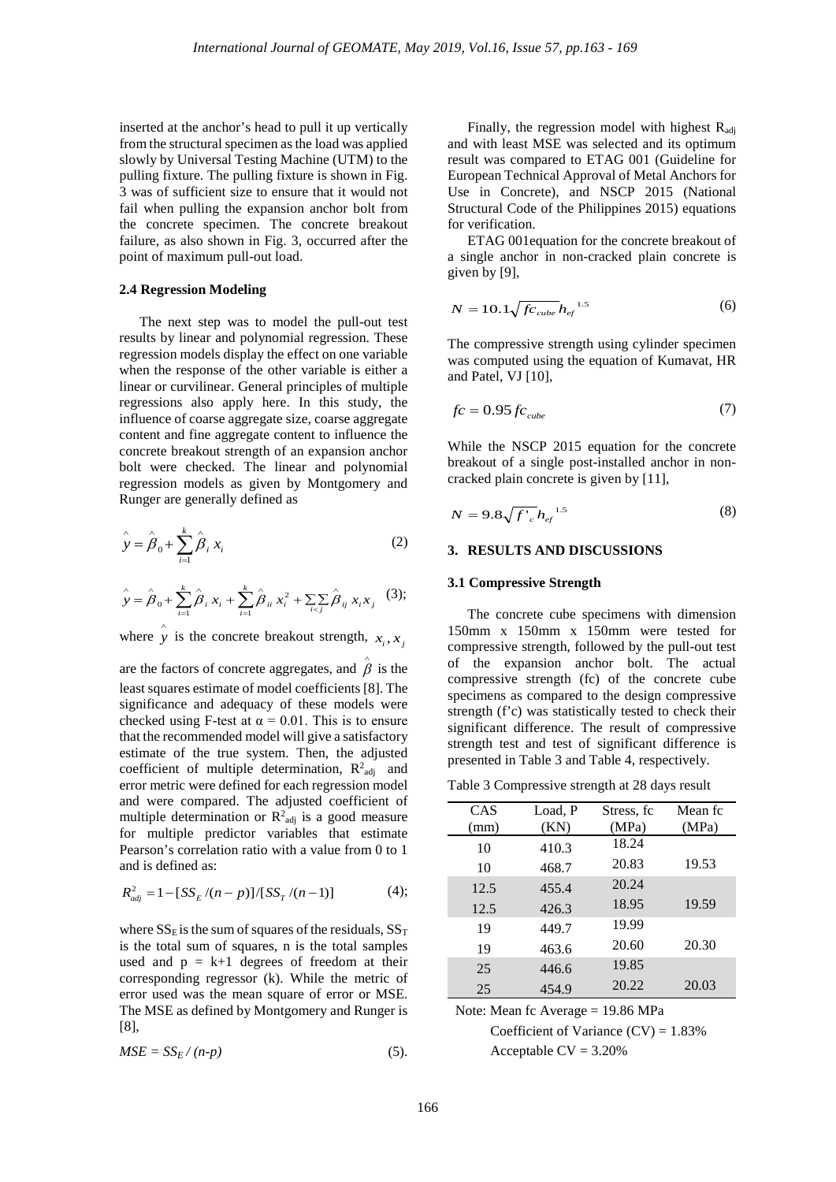inserted at the anchor's head to pull it up vertically from the structural specimen as the load was applied slowly by Universal Testing Machine (UTM) to the pulling fixture. The pulling fixture is shown in Fig. 3 was of sufficient size to ensure that it would not fail when pulling the expansion anchor bolt from the concrete specimen. The concrete breakout failure, as also shown in Fig. 3, occurred after the point of maximum pull-out load.

### 2.4 Regression Modeling

The next step was to model the pull-out test results by linear and polynomial regression. These regression models display the effect on one variable when the response of the other variable is either a linear or curvilinear. General principles of multiple regressions also apply here. In this study, the influence of coarse aggregate size, coarse aggregate content and fine aggregate content to influence the concrete breakout strength of an expansion anchor bolt were checked. The linear and polynomial regression models as given by Montgomery and Runger are generally defined as

$$\hat{y} = \hat{\beta}_0 + \sum_{i=1}^{k} \hat{\beta}_i x_i \tag{2}$$

$$\hat{y} = \hat{\beta}_0 + \sum_{i=1}^{k} \hat{\beta}_i x_i + \sum_{i=1}^{k} \hat{\beta}_{ii} x_i^2 + \sum_{i<j}\sum \hat{\beta}_{ij} x_i x_j \tag{3}$$

where $\hat{y}$ is the concrete breakout strength, $x_i, x_j$ are the factors of concrete aggregates, and $\hat{\beta}$ is the least squares estimate of model coefficients [8]. The significance and adequacy of these models were checked using F-test at $\alpha = 0.01$. This is to ensure that the recommended model will give a satisfactory estimate of the true system. Then, the adjusted coefficient of multiple determination, $R^2_{adj}$ and error metric were defined for each regression model and were compared. The adjusted coefficient of multiple determination or $R^2_{adj}$ is a good measure for multiple predictor variables that estimate Pearson's correlation ratio with a value from 0 to 1 and is defined as:

$$R^2_{adj} = 1 - [SS_E/(n-p)]/[SS_T/(n-1)] \tag{4}$$

where $SS_E$ is the sum of squares of the residuals, $SS_T$ is the total sum of squares, n is the total samples used and $p = k+1$ degrees of freedom at their corresponding regressor (k). While the metric of error used was the mean square of error or MSE. The MSE as defined by Montgomery and Runger is [8],

$$MSE = SS_E / (n-p) \tag{5}$$

Finally, the regression model with highest $R_{adj}$ and with least MSE was selected and its optimum result was compared to ETAG 001 (Guideline for European Technical Approval of Metal Anchors for Use in Concrete), and NSCP 2015 (National Structural Code of the Philippines 2015) equations for verification.

ETAG 001equation for the concrete breakout of a single anchor in non-cracked plain concrete is given by [9],

$$N = 10.1\sqrt{fc_{cube}}\, h_{ef}^{\ 1.5} \tag{6}$$

The compressive strength using cylinder specimen was computed using the equation of Kumavat, HR and Patel, VJ [10],

$$fc = 0.95\, fc_{cube} \tag{7}$$

While the NSCP 2015 equation for the concrete breakout of a single post-installed anchor in non-cracked plain concrete is given by [11],

$$N = 9.8\sqrt{f'_c}\, h_{ef}^{\ 1.5} \tag{8}$$

## 3. RESULTS AND DISCUSSIONS

### 3.1 Compressive Strength

The concrete cube specimens with dimension 150mm x 150mm x 150mm were tested for compressive strength, followed by the pull-out test of the expansion anchor bolt. The actual compressive strength (fc) of the concrete cube specimens as compared to the design compressive strength (f'c) was statistically tested to check their significant difference. The result of compressive strength test and test of significant difference is presented in Table 3 and Table 4, respectively.

Table 3 Compressive strength at 28 days result

| CAS (mm) | Load, P (KN) | Stress, fc (MPa) | Mean fc (MPa) |
|---|---|---|---|
| 10 | 410.3 | 18.24 | |
| 10 | 468.7 | 20.83 | 19.53 |
| 12.5 | 455.4 | 20.24 | |
| 12.5 | 426.3 | 18.95 | 19.59 |
| 19 | 449.7 | 19.99 | |
| 19 | 463.6 | 20.60 | 20.30 |
| 25 | 446.6 | 19.85 | |
| 25 | 454.9 | 20.22 | 20.03 |

Note: Mean fc Average = 19.86 MPa
Coefficient of Variance (CV) = 1.83%
Acceptable CV = 3.20%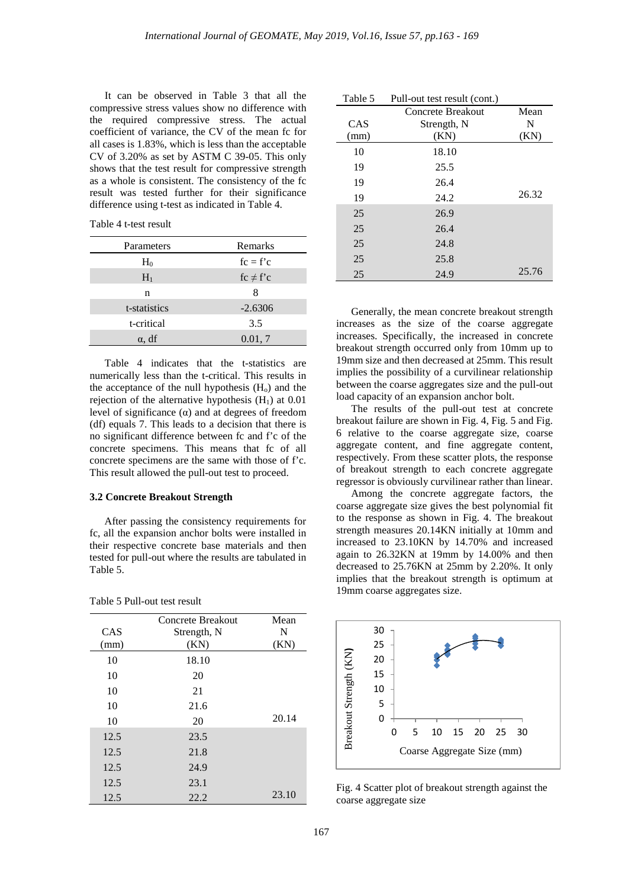It can be observed in Table 3 that all the compressive stress values show no difference with the required compressive stress. The actual coefficient of variance, the CV of the mean fc for all cases is 1.83%, which is less than the acceptable CV of 3.20% as set by ASTM C 39-05. This only shows that the test result for compressive strength as a whole is consistent. The consistency of the fc result was tested further for their significance difference using t-test as indicated in Table 4.

Table 4 t-test result

| Parameters | Remarks |
|---|---|
| $H_0$ | fc = f'c |
| $H_1$ | fc ≠ f'c |
| n | 8 |
| t-statistics | -2.6306 |
| t-critical | 3.5 |
| α, df | 0.01, 7 |

Table 4 indicates that the t-statistics are numerically less than the t-critical. This results in the acceptance of the null hypothesis ($H_o$) and the rejection of the alternative hypothesis ($H_1$) at 0.01 level of significance (α) and at degrees of freedom (df) equals 7. This leads to a decision that there is no significant difference between fc and f'c of the concrete specimens. This means that fc of all concrete specimens are the same with those of f'c. This result allowed the pull-out test to proceed.

### 3.2 Concrete Breakout Strength

After passing the consistency requirements for fc, all the expansion anchor bolts were installed in their respective concrete base materials and then tested for pull-out where the results are tabulated in Table 5.

Table 5 Pull-out test result

| CAS (mm) | Concrete Breakout Strength, N (KN) | Mean N (KN) |
|---|---|---|
| 10 | 18.10 | |
| 10 | 20 | |
| 10 | 21 | |
| 10 | 21.6 | |
| 10 | 20 | 20.14 |
| 12.5 | 23.5 | |
| 12.5 | 21.8 | |
| 12.5 | 24.9 | |
| 12.5 | 23.1 | |
| 12.5 | 22.2 | 23.10 |

Table 5 Pull-out test result (cont.)

| CAS (mm) | Concrete Breakout Strength, N (KN) | Mean N (KN) |
|---|---|---|
| 10 | 18.10 | |
| 19 | 25.5 | |
| 19 | 26.4 | |
| 19 | 24.2 | 26.32 |
| 25 | 26.9 | |
| 25 | 26.4 | |
| 25 | 24.8 | |
| 25 | 25.8 | |
| 25 | 24.9 | 25.76 |

Generally, the mean concrete breakout strength increases as the size of the coarse aggregate increases. Specifically, the increased in concrete breakout strength occurred only from 10mm up to 19mm size and then decreased at 25mm. This result implies the possibility of a curvilinear relationship between the coarse aggregates size and the pull-out load capacity of an expansion anchor bolt.

The results of the pull-out test at concrete breakout failure are shown in Fig. 4, Fig. 5 and Fig. 6 relative to the coarse aggregate size, coarse aggregate content, and fine aggregate content, respectively. From these scatter plots, the response of breakout strength to each concrete aggregate regressor is obviously curvilinear rather than linear.

Among the concrete aggregate factors, the coarse aggregate size gives the best polynomial fit to the response as shown in Fig. 4. The breakout strength measures 20.14KN initially at 10mm and increased to 23.10KN by 14.70% and increased again to 26.32KN at 19mm by 14.00% and then decreased to 25.76KN at 25mm by 2.20%. It only implies that the breakout strength is optimum at 19mm coarse aggregates size.

Fig. 4 Scatter plot of breakout strength against the coarse aggregate size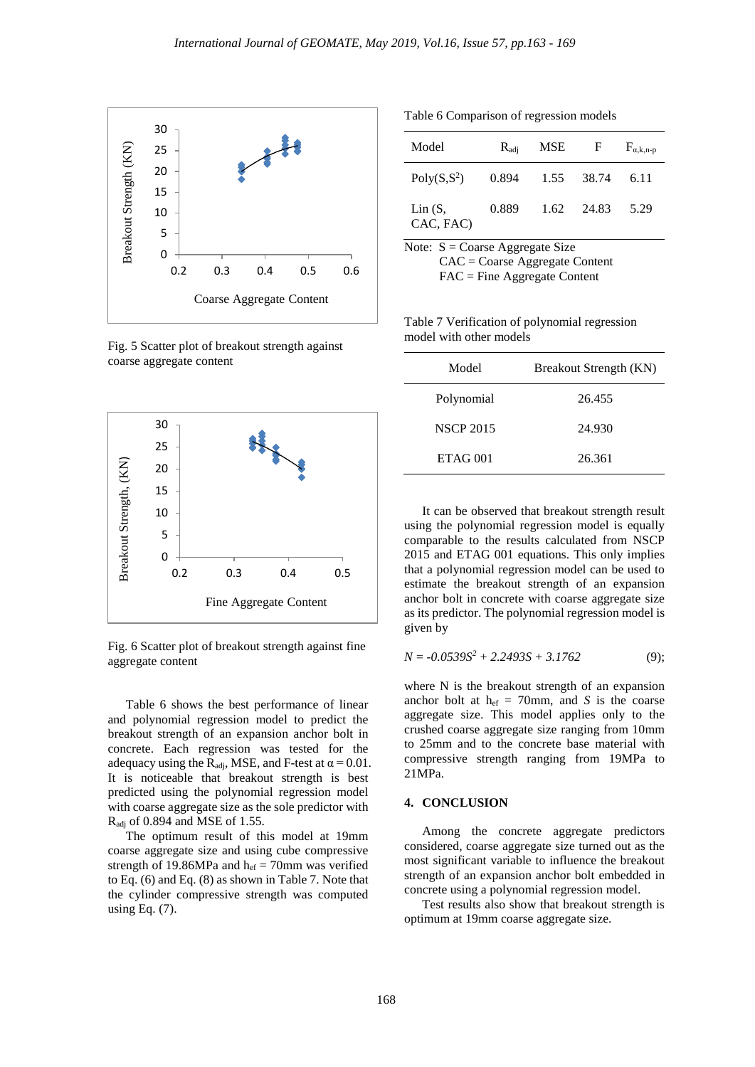Fig. 5 Scatter plot of breakout strength against coarse aggregate content

Fig. 6 Scatter plot of breakout strength against fine aggregate content

Table 6 shows the best performance of linear and polynomial regression model to predict the breakout strength of an expansion anchor bolt in concrete. Each regression was tested for the adequacy using the $R_{adj}$, MSE, and F-test at $\alpha = 0.01$. It is noticeable that breakout strength is best predicted using the polynomial regression model with coarse aggregate size as the sole predictor with $R_{adj}$ of 0.894 and MSE of 1.55.

The optimum result of this model at 19mm coarse aggregate size and using cube compressive strength of 19.86MPa and $h_{ef}$ = 70mm was verified to Eq. (6) and Eq. (8) as shown in Table 7. Note that the cylinder compressive strength was computed using Eq. (7).

Table 6 Comparison of regression models

| Model | $R_{adj}$ | MSE | F | $F_{\alpha,k,n-p}$ |
|---|---|---|---|---|
| Poly($S,S^2$) | 0.894 | 1.55 | 38.74 | 6.11 |
| Lin (S, CAC, FAC) | 0.889 | 1.62 | 24.83 | 5.29 |

Note: S = Coarse Aggregate Size
CAC = Coarse Aggregate Content
FAC = Fine Aggregate Content

Table 7 Verification of polynomial regression model with other models

| Model | Breakout Strength (KN) |
|---|---|
| Polynomial | 26.455 |
| NSCP 2015 | 24.930 |
| ETAG 001 | 26.361 |

It can be observed that breakout strength result using the polynomial regression model is equally comparable to the results calculated from NSCP 2015 and ETAG 001 equations. This only implies that a polynomial regression model can be used to estimate the breakout strength of an expansion anchor bolt in concrete with coarse aggregate size as its predictor. The polynomial regression model is given by

$$N = -0.0539S^2 + 2.2493S + 3.1762 \qquad (9);$$

where N is the breakout strength of an expansion anchor bolt at $h_{ef}$ = 70mm, and $S$ is the coarse aggregate size. This model applies only to the crushed coarse aggregate size ranging from 10mm to 25mm and to the concrete base material with compressive strength ranging from 19MPa to 21MPa.

## 4. CONCLUSION

Among the concrete aggregate predictors considered, coarse aggregate size turned out as the most significant variable to influence the breakout strength of an expansion anchor bolt embedded in concrete using a polynomial regression model.

Test results also show that breakout strength is optimum at 19mm coarse aggregate size.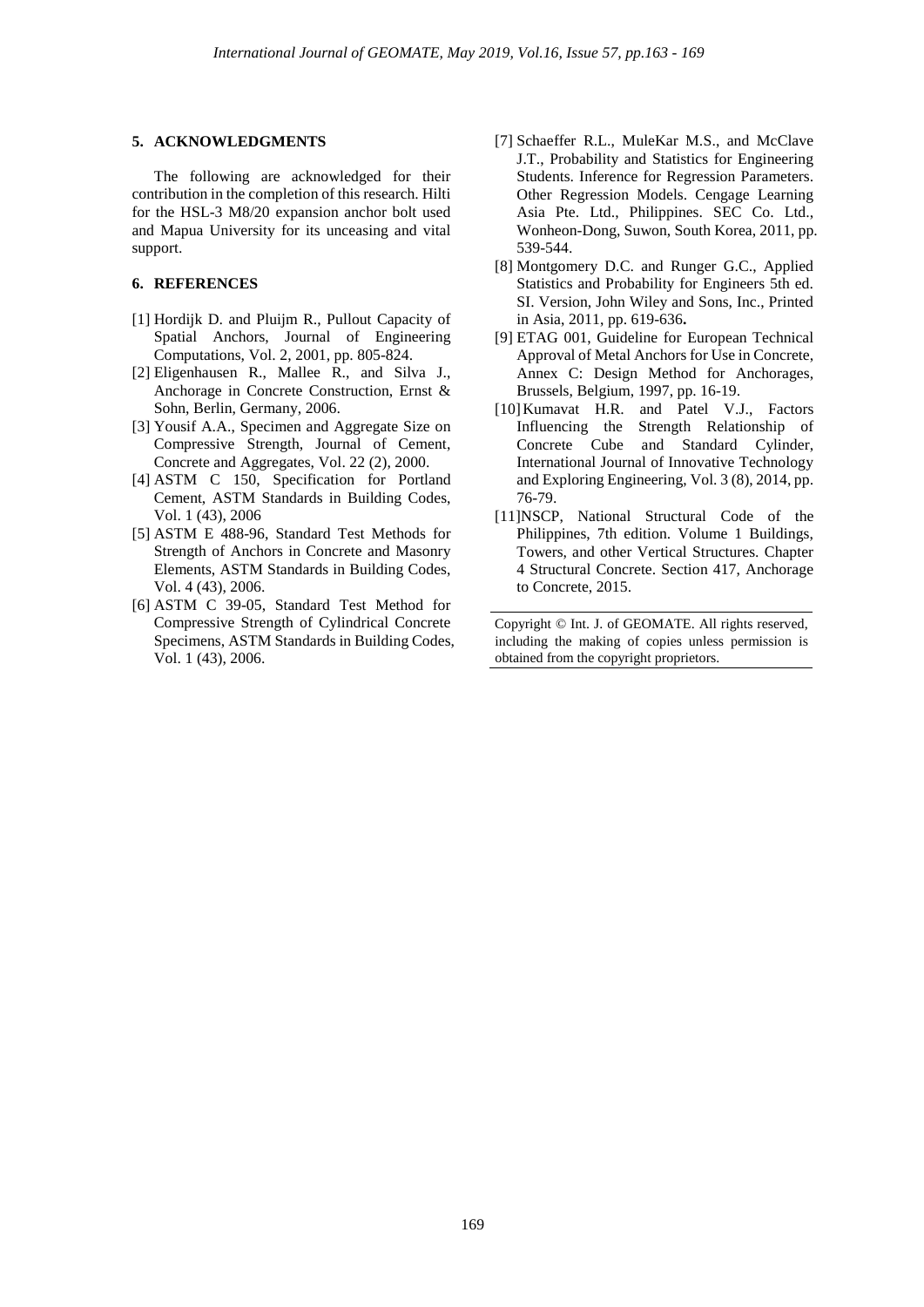## 5. ACKNOWLEDGMENTS

The following are acknowledged for their contribution in the completion of this research. Hilti for the HSL-3 M8/20 expansion anchor bolt used and Mapua University for its unceasing and vital support.

## 6. REFERENCES

[1] Hordijk D. and Pluijm R., Pullout Capacity of Spatial Anchors, Journal of Engineering Computations, Vol. 2, 2001, pp. 805-824.

[2] Eligenhausen R., Mallee R., and Silva J., Anchorage in Concrete Construction, Ernst & Sohn, Berlin, Germany, 2006.

[3] Yousif A.A., Specimen and Aggregate Size on Compressive Strength, Journal of Cement, Concrete and Aggregates, Vol. 22 (2), 2000.

[4] ASTM C 150, Specification for Portland Cement, ASTM Standards in Building Codes, Vol. 1 (43), 2006

[5] ASTM E 488-96, Standard Test Methods for Strength of Anchors in Concrete and Masonry Elements, ASTM Standards in Building Codes, Vol. 4 (43), 2006.

[6] ASTM C 39-05, Standard Test Method for Compressive Strength of Cylindrical Concrete Specimens, ASTM Standards in Building Codes, Vol. 1 (43), 2006.

[7] Schaeffer R.L., MuleKar M.S., and McClave J.T., Probability and Statistics for Engineering Students. Inference for Regression Parameters. Other Regression Models. Cengage Learning Asia Pte. Ltd., Philippines. SEC Co. Ltd., Wonheon-Dong, Suwon, South Korea, 2011, pp. 539-544.

[8] Montgomery D.C. and Runger G.C., Applied Statistics and Probability for Engineers 5th ed. SI. Version, John Wiley and Sons, Inc., Printed in Asia, 2011, pp. 619-636**.**

[9] ETAG 001, Guideline for European Technical Approval of Metal Anchors for Use in Concrete, Annex C: Design Method for Anchorages, Brussels, Belgium, 1997, pp. 16-19.

[10] Kumavat H.R. and Patel V.J., Factors Influencing the Strength Relationship of Concrete Cube and Standard Cylinder, International Journal of Innovative Technology and Exploring Engineering, Vol. 3 (8), 2014, pp. 76-79.

[11] NSCP, National Structural Code of the Philippines, 7th edition. Volume 1 Buildings, Towers, and other Vertical Structures. Chapter 4 Structural Concrete. Section 417, Anchorage to Concrete, 2015.

---

Copyright © Int. J. of GEOMATE. All rights reserved, including the making of copies unless permission is obtained from the copyright proprietors.